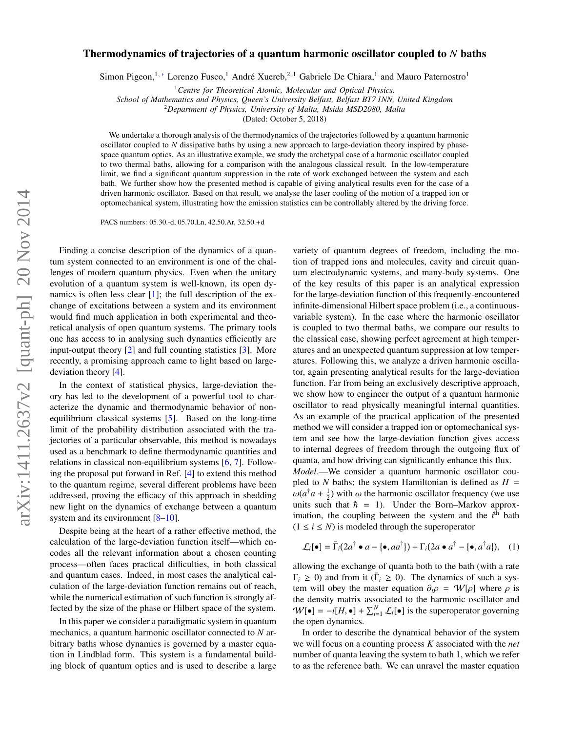# Thermodynamics of trajectories of a quantum harmonic oscillator coupled to $N$ baths

Simon Pigeon,[1,*] Lorenzo Fusco,[1] André Xuereb,[2,1] Gabriele De Chiara,[1] and Mauro Paternostro[1]

[1] *Centre for Theoretical Atomic, Molecular and Optical Physics, School of Mathematics and Physics, Queen's University Belfast, Belfast BT7 1NN, United Kingdom*
[2] *Department of Physics, University of Malta, Msida MSD2080, Malta*
(Dated: October 5, 2018)

We undertake a thorough analysis of the thermodynamics of the trajectories followed by a quantum harmonic oscillator coupled to $N$ dissipative baths by using a new approach to large-deviation theory inspired by phase-space quantum optics. As an illustrative example, we study the archetypal case of a harmonic oscillator coupled to two thermal baths, allowing for a comparison with the analogous classical result. In the low-temperature limit, we find a significant quantum suppression in the rate of work exchanged between the system and each bath. We further show how the presented method is capable of giving analytical results even for the case of a driven harmonic oscillator. Based on that result, we analyse the laser cooling of the motion of a trapped ion or optomechanical system, illustrating how the emission statistics can be controllably altered by the driving force.

PACS numbers: 05.30.-d, 05.70.Ln, 42.50.Ar, 32.50.+d

Finding a concise description of the dynamics of a quantum system connected to an environment is one of the challenges of modern quantum physics. Even when the unitary evolution of a quantum system is well-known, its open dynamics is often less clear [1]; the full description of the exchange of excitations between a system and its environment would find much application in both experimental and theoretical analysis of open quantum systems. The primary tools one has access to in analysing such dynamics efficiently are input-output theory [2] and full counting statistics [3]. More recently, a promising approach came to light based on large-deviation theory [4].

In the context of statistical physics, large-deviation theory has led to the development of a powerful tool to characterize the dynamic and thermodynamic behavior of non-equilibrium classical systems [5]. Based on the long-time limit of the probability distribution associated with the trajectories of a particular observable, this method is nowadays used as a benchmark to define thermodynamic quantities and relations in classical non-equilibrium systems [6, 7]. Following the proposal put forward in Ref. [4] to extend this method to the quantum regime, several different problems have been addressed, proving the efficacy of this approach in shedding new light on the dynamics of exchange between a quantum system and its environment [8–10].

Despite being at the heart of a rather effective method, the calculation of the large-deviation function itself—which encodes all the relevant information about a chosen counting process—often faces practical difficulties, in both classical and quantum cases. Indeed, in most cases the analytical calculation of the large-deviation function remains out of reach, while the numerical estimation of such function is strongly affected by the size of the phase or Hilbert space of the system.

In this paper we consider a paradigmatic system in quantum mechanics, a quantum harmonic oscillator connected to $N$ arbitrary baths whose dynamics is governed by a master equation in Lindblad form. This system is a fundamental building block of quantum optics and is used to describe a large variety of quantum degrees of freedom, including the motion of trapped ions and molecules, cavity and circuit quantum electrodynamic systems, and many-body systems. One of the key results of this paper is an analytical expression for the large-deviation function of this frequently-encountered infinite-dimensional Hilbert space problem (i.e., a continuous-variable system). In the case where the harmonic oscillator is coupled to two thermal baths, we compare our results to the classical case, showing perfect agreement at high temperatures and an unexpected quantum suppression at low temperatures. Following this, we analyze a driven harmonic oscillator, again presenting analytical results for the large-deviation function. Far from being an exclusively descriptive approach, we show how to engineer the output of a quantum harmonic oscillator to read physically meaningful internal quantities. As an example of the practical application of the presented method we will consider a trapped ion or optomechanical system and see how the large-deviation function gives access to internal degrees of freedom through the outgoing flux of quanta, and how driving can significantly enhance this flux.

*Model.*—We consider a quantum harmonic oscillator coupled to $N$ baths; the system Hamiltonian is defined as $H = \omega(a^\dagger a + \frac{1}{2})$ with $\omega$ the harmonic oscillator frequency (we use units such that $\hbar = 1$). Under the Born–Markov approximation, the coupling between the system and the $i^{\text{th}}$ bath ($1 \leq i \leq N$) is modeled through the superoperator

$$\mathcal{L}_i[\bullet] = \bar{\Gamma}_i(2a^\dagger \bullet a - \{\bullet, aa^\dagger\}) + \Gamma_i(2a \bullet a^\dagger - \{\bullet, a^\dagger a\}), \quad (1)$$

allowing the exchange of quanta both to the bath (with a rate $\Gamma_i \geq 0$) and from it ($\bar{\Gamma}_i \geq 0$). The dynamics of such a system will obey the master equation $\partial_t\rho = \mathcal{W}[\rho]$ where $\rho$ is the density matrix associated to the harmonic oscillator and $\mathcal{W}[\bullet] = -i[H, \bullet] + \sum_{i=1}^{N} \mathcal{L}_i[\bullet]$ is the superoperator governing the open dynamics.

In order to describe the dynamical behavior of the system we will focus on a counting process $K$ associated with the *net* number of quanta leaving the system to bath 1, which we refer to as the reference bath. We can unravel the master equation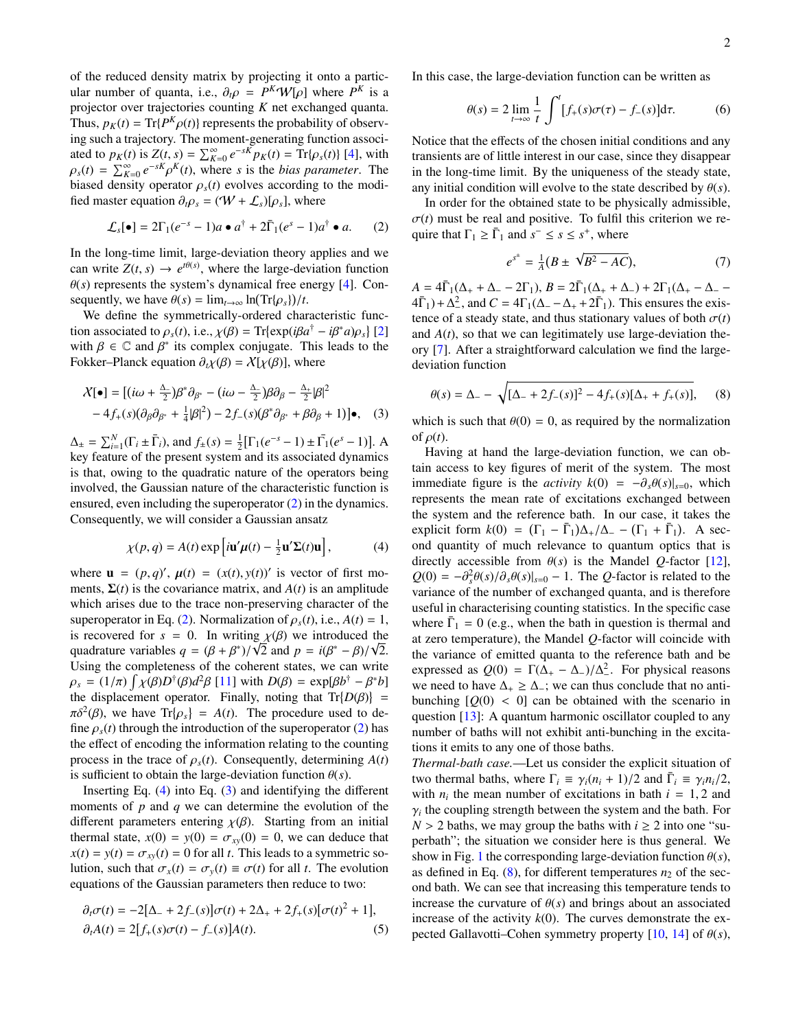of the reduced density matrix by projecting it onto a particular number of quanta, i.e., $\partial_t \rho = P^K \mathcal{W}[\rho]$ where $P^K$ is a projector over trajectories counting $K$ net exchanged quanta. Thus, $p_K(t) = \mathrm{Tr}\{P^K \rho(t)\}$ represents the probability of observing such a trajectory. The moment-generating function associated to $p_K(t)$ is $Z(t,s) = \sum_{K=0}^{\infty} e^{-sK} p_K(t) = \mathrm{Tr}\{\rho_s(t)\}$ [4], with $\rho_s(t) = \sum_{K=0}^{\infty} e^{-sK} \rho^K(t)$, where $s$ is the *bias parameter*. The biased density operator $\rho_s(t)$ evolves according to the modified master equation $\partial_t \rho_s = (\mathcal{W} + \mathcal{L}_s)[\rho_s]$, where

$$\mathcal{L}_s[\bullet] = 2\Gamma_1(e^{-s} - 1) a \bullet a^\dagger + 2\bar{\Gamma}_1(e^{s} - 1) a^\dagger \bullet a. \qquad (2)$$

In the long-time limit, large-deviation theory applies and we can write $Z(t,s) \to e^{t\theta(s)}$, where the large-deviation function $\theta(s)$ represents the system's dynamical free energy [4]. Consequently, we have $\theta(s) = \lim_{t\to\infty} \ln(\mathrm{Tr}\{\rho_s\})/t$.

We define the symmetrically-ordered characteristic function associated to $\rho_s(t)$, i.e., $\chi(\beta) = \mathrm{Tr}\{\exp(i\beta a^\dagger - i\beta^* a)\rho_s\}$ [2] with $\beta \in \mathbb{C}$ and $\beta^*$ its complex conjugate. This leads to the Fokker–Planck equation $\partial_t \chi(\beta) = \mathcal{X}[\chi(\beta)]$, where

$$\begin{aligned}\mathcal{X}[\bullet] = \big[(i\omega + \tfrac{\Delta_-}{2})\beta^* \partial_{\beta^*} - (i\omega - \tfrac{\Delta_-}{2})\beta\partial_\beta - \tfrac{\Delta_+}{2}|\beta|^2 \\ - 4 f_+(s)(\partial_\beta \partial_{\beta^*} + \tfrac{1}{4}|\beta|^2) - 2 f_-(s)(\beta^*\partial_{\beta^*} + \beta\partial_\beta + 1)\big]\bullet, \quad (3)\end{aligned}$$

$\Delta_\pm = \sum_{i=1}^{N}(\Gamma_i \pm \bar{\Gamma}_i)$, and $f_\pm(s) = \frac{1}{2}[\Gamma_1(e^{-s}-1) \pm \bar{\Gamma}_1(e^{s}-1)]$. A key feature of the present system and its associated dynamics is that, owing to the quadratic nature of the operators being involved, the Gaussian nature of the characteristic function is ensured, even including the superoperator (2) in the dynamics. Consequently, we will consider a Gaussian ansatz

$$\chi(p,q) = A(t)\exp\left[i\mathbf{u}'\boldsymbol{\mu}(t) - \tfrac{1}{2}\mathbf{u}'\boldsymbol{\Sigma}(t)\mathbf{u}\right], \qquad (4)$$

where $\mathbf{u} = (p,q)'$, $\boldsymbol{\mu}(t) = (x(t), y(t))'$ is vector of first moments, $\boldsymbol{\Sigma}(t)$ is the covariance matrix, and $A(t)$ is an amplitude which arises due to the trace non-preserving character of the superoperator in Eq. (2). Normalization of $\rho_s(t)$, i.e., $A(t) = 1$, is recovered for $s = 0$. In writing $\chi(\beta)$ we introduced the quadrature variables $q = (\beta + \beta^*)/\sqrt{2}$ and $p = i(\beta^* - \beta)/\sqrt{2}$. Using the completeness of the coherent states, we can write $\rho_s = (1/\pi)\int \chi(\beta) D^\dagger(\beta) d^2\beta$ [11] with $D(\beta) = \exp[\beta b^\dagger - \beta^* b]$ the displacement operator. Finally, noting that $\mathrm{Tr}\{D(\beta)\} = \pi\delta^2(\beta)$, we have $\mathrm{Tr}\{\rho_s\} = A(t)$. The procedure used to define $\rho_s(t)$ through the introduction of the superoperator (2) has the effect of encoding the information relating to the counting process in the trace of $\rho_s(t)$. Consequently, determining $A(t)$ is sufficient to obtain the large-deviation function $\theta(s)$.

Inserting Eq. (4) into Eq. (3) and identifying the different moments of $p$ and $q$ we can determine the evolution of the different parameters entering $\chi(\beta)$. Starting from an initial thermal state, $x(0) = y(0) = \sigma_{xy}(0) = 0$, we can deduce that $x(t) = y(t) = \sigma_{xy}(t) = 0$ for all $t$. This leads to a symmetric solution, such that $\sigma_x(t) = \sigma_y(t) \equiv \sigma(t)$ for all $t$. The evolution equations of the Gaussian parameters then reduce to two:

$$\begin{aligned}\partial_t \sigma(t) &= -2[\Delta_- + 2f_-(s)]\sigma(t) + 2\Delta_+ + 2f_+(s)[\sigma(t)^2 + 1], \\ \partial_t A(t) &= 2[f_+(s)\sigma(t) - f_-(s)]A(t). \qquad (5)\end{aligned}$$

In this case, the large-deviation function can be written as

$$\theta(s) = 2\lim_{t\to\infty}\frac{1}{t}\int^t [f_+(s)\sigma(\tau) - f_-(s)]d\tau. \qquad (6)$$

Notice that the effects of the chosen initial conditions and any transients are of little interest in our case, since they disappear in the long-time limit. By the uniqueness of the steady state, any initial condition will evolve to the state described by $\theta(s)$.

In order for the obtained state to be physically admissible, $\sigma(t)$ must be real and positive. To fulfil this criterion we require that $\Gamma_1 \geq \bar{\Gamma}_1$ and $s^- \leq s \leq s^+$, where

$$e^{s^\pm} = \tfrac{1}{A}(B \pm \sqrt{B^2 - AC}), \qquad (7)$$

$A = 4\bar{\Gamma}_1(\Delta_+ + \Delta_- - 2\Gamma_1)$, $B = 2\bar{\Gamma}_1(\Delta_+ + \Delta_-) + 2\Gamma_1(\Delta_+ - \Delta_- - 4\bar{\Gamma}_1) + \Delta_-^2$, and $C = 4\Gamma_1(\Delta_- - \Delta_+ + 2\bar{\Gamma}_1)$. This ensures the existence of a steady state, and thus stationary values of both $\sigma(t)$ and $A(t)$, so that we can legitimately use large-deviation theory [7]. After a straightforward calculation we find the large-deviation function

$$\theta(s) = \Delta_- - \sqrt{[\Delta_- + 2f_-(s)]^2 - 4f_+(s)[\Delta_+ + f_+(s)]}, \qquad (8)$$

which is such that $\theta(0) = 0$, as required by the normalization of $\rho(t)$.

Having at hand the large-deviation function, we can obtain access to key figures of merit of the system. The most immediate figure is the *activity* $k(0) = -\partial_s\theta(s)|_{s=0}$, which represents the mean rate of excitations exchanged between the system and the reference bath. In our case, it takes the explicit form $k(0) = (\Gamma_1 - \bar{\Gamma}_1)\Delta_+/\Delta_- - (\Gamma_1 + \bar{\Gamma}_1)$. A second quantity of much relevance to quantum optics that is directly accessible from $\theta(s)$ is the Mandel $Q$-factor [12], $Q(0) = -\partial_s^2\theta(s)/\partial_s\theta(s)|_{s=0} - 1$. The $Q$-factor is related to the variance of the number of exchanged quanta, and is therefore useful in characterising counting statistics. In the specific case where $\bar{\Gamma}_1 = 0$ (e.g., when the bath in question is thermal and at zero temperature), the Mandel $Q$-factor will coincide with the variance of emitted quanta to the reference bath and be expressed as $Q(0) = \Gamma(\Delta_+ - \Delta_-)/\Delta_-^2$. For physical reasons we need to have $\Delta_+ \geq \Delta_-$; we can thus conclude that no anti-bunching $[Q(0) < 0]$ can be obtained with the scenario in question [13]: A quantum harmonic oscillator coupled to any number of baths will not exhibit anti-bunching in the excitations it emits to any one of those baths.

*Thermal-bath case.*—Let us consider the explicit situation of two thermal baths, where $\Gamma_i \equiv \gamma_i(n_i + 1)/2$ and $\bar{\Gamma}_i \equiv \gamma_i n_i/2$, with $n_i$ the mean number of excitations in bath $i = 1, 2$ and $\gamma_i$ the coupling strength between the system and the bath. For $N > 2$ baths, we may group the baths with $i \geq 2$ into one "superbath"; the situation we consider here is thus general. We show in Fig. 1 the corresponding large-deviation function $\theta(s)$, as defined in Eq. (8), for different temperatures $n_2$ of the second bath. We can see that increasing this temperature tends to increase the curvature of $\theta(s)$ and brings about an associated increase of the activity $k(0)$. The curves demonstrate the expected Gallavotti–Cohen symmetry property [10, 14] of $\theta(s)$,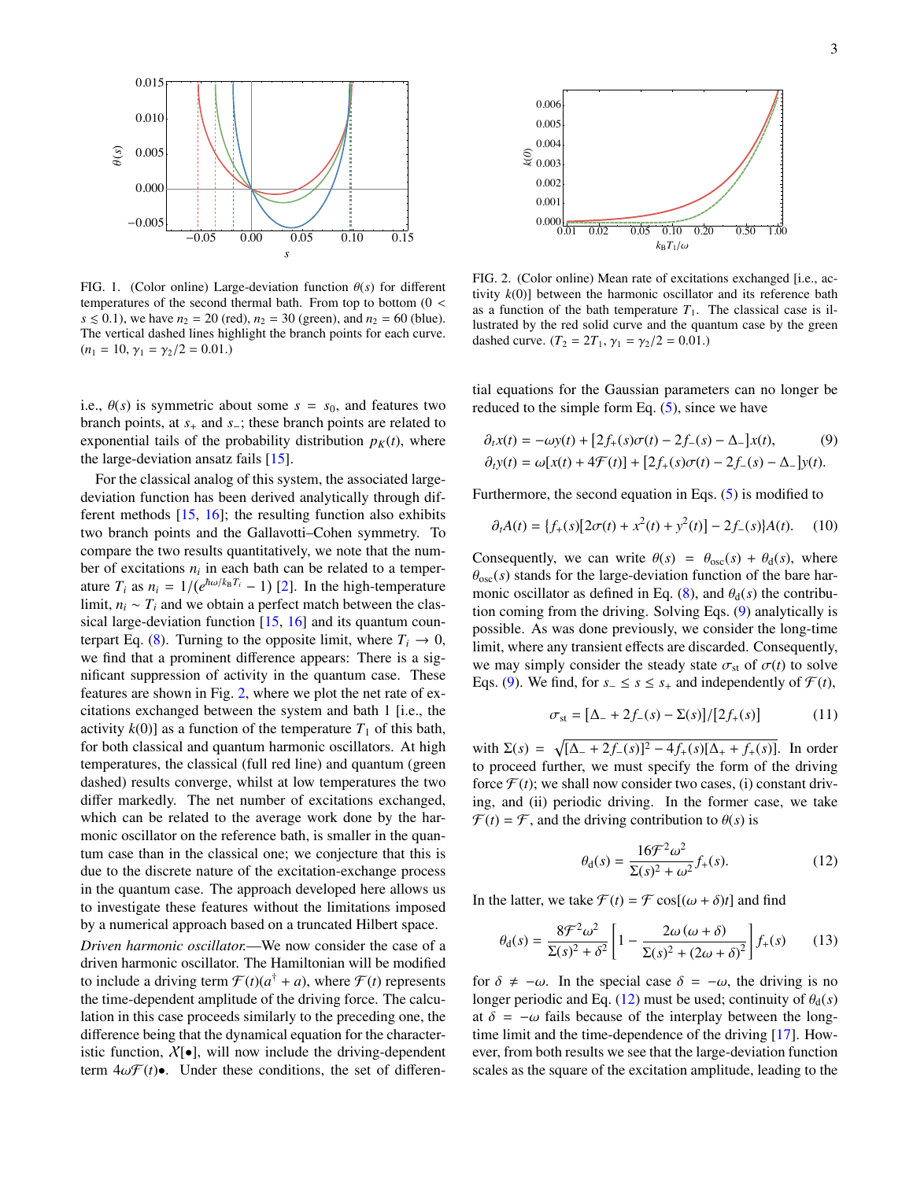FIG. 1. (Color online) Large-deviation function $\theta(s)$ for different temperatures of the second thermal bath. From top to bottom ($0 < s \lesssim 0.1$), we have $n_2 = 20$ (red), $n_2 = 30$ (green), and $n_2 = 60$ (blue). The vertical dashed lines highlight the branch points for each curve. ($n_1 = 10$, $\gamma_1 = \gamma_2/2 = 0.01$.)

FIG. 2. (Color online) Mean rate of excitations exchanged [i.e., activity $k(0)$] between the harmonic oscillator and its reference bath as a function of the bath temperature $T_1$. The classical case is illustrated by the red solid curve and the quantum case by the green dashed curve. ($T_2 = 2T_1$, $\gamma_1 = \gamma_2/2 = 0.01$.)

i.e., $\theta(s)$ is symmetric about some $s = s_0$, and features two branch points, at $s_+$ and $s_-$; these branch points are related to exponential tails of the probability distribution $p_K(t)$, where the large-deviation ansatz fails [15].

For the classical analog of this system, the associated large-deviation function has been derived analytically through different methods [15, 16]; the resulting function also exhibits two branch points and the Gallavotti–Cohen symmetry. To compare the two results quantitatively, we note that the number of excitations $n_i$ in each bath can be related to a temperature $T_i$ as $n_i = 1/(e^{\hbar\omega/k_B T_i} - 1)$ [2]. In the high-temperature limit, $n_i \sim T_i$ and we obtain a perfect match between the classical large-deviation function [15, 16] and its quantum counterpart Eq. (8). Turning to the opposite limit, where $T_i \to 0$, we find that a prominent difference appears: There is a significant suppression of activity in the quantum case. These features are shown in Fig. 2, where we plot the net rate of excitations exchanged between the system and bath 1 [i.e., the activity $k(0)$] as a function of the temperature $T_1$ of this bath, for both classical and quantum harmonic oscillators. At high temperatures, the classical (full red line) and quantum (green dashed) results converge, whilst at low temperatures the two differ markedly. The net number of excitations exchanged, which can be related to the average work done by the harmonic oscillator on the reference bath, is smaller in the quantum case than in the classical one; we conjecture that this is due to the discrete nature of the excitation-exchange process in the quantum case. The approach developed here allows us to investigate these features without the limitations imposed by a numerical approach based on a truncated Hilbert space.

*Driven harmonic oscillator.*—We now consider the case of a driven harmonic oscillator. The Hamiltonian will be modified to include a driving term $\mathcal{F}(t)(a^\dagger + a)$, where $\mathcal{F}(t)$ represents the time-dependent amplitude of the driving force. The calculation in this case proceeds similarly to the preceding one, the difference being that the dynamical equation for the characteristic function, $\mathcal{X}[\bullet]$, will now include the driving-dependent term $4\omega\mathcal{F}(t)\bullet$. Under these conditions, the set of differential equations for the Gaussian parameters can no longer be reduced to the simple form Eq. (5), since we have

$$\partial_t x(t) = -\omega y(t) + [2f_+(s)\sigma(t) - 2f_-(s) - \Delta_-]x(t), \tag{9}$$
$$\partial_t y(t) = \omega[x(t) + 4\mathcal{F}(t)] + [2f_+(s)\sigma(t) - 2f_-(s) - \Delta_-]y(t).$$

Furthermore, the second equation in Eqs. (5) is modified to

$$\partial_t A(t) = \{f_+(s)[2\sigma(t) + x^2(t) + y^2(t)] - 2f_-(s)\}A(t). \tag{10}$$

Consequently, we can write $\theta(s) = \theta_{\rm osc}(s) + \theta_{\rm d}(s)$, where $\theta_{\rm osc}(s)$ stands for the large-deviation function of the bare harmonic oscillator as defined in Eq. (8), and $\theta_{\rm d}(s)$ the contribution coming from the driving. Solving Eqs. (9) analytically is possible. As was done previously, we consider the long-time limit, where any transient effects are discarded. Consequently, we may simply consider the steady state $\sigma_{\rm st}$ of $\sigma(t)$ to solve Eqs. (9). We find, for $s_- \le s \le s_+$ and independently of $\mathcal{F}(t)$,

$$\sigma_{\rm st} = [\Delta_- + 2f_-(s) - \Sigma(s)]/[2f_+(s)] \tag{11}$$

with $\Sigma(s) = \sqrt{[\Delta_- + 2f_-(s)]^2 - 4f_+(s)[\Delta_+ + f_+(s)]}$. In order to proceed further, we must specify the form of the driving force $\mathcal{F}(t)$; we shall now consider two cases, (i) constant driving, and (ii) periodic driving. In the former case, we take $\mathcal{F}(t) = \mathcal{F}$, and the driving contribution to $\theta(s)$ is

$$\theta_{\rm d}(s) = \frac{16\mathcal{F}^2\omega^2}{\Sigma(s)^2 + \omega^2} f_+(s). \tag{12}$$

In the latter, we take $\mathcal{F}(t) = \mathcal{F}\cos[(\omega + \delta)t]$ and find

$$\theta_{\rm d}(s) = \frac{8\mathcal{F}^2\omega^2}{\Sigma(s)^2 + \delta^2}\left[1 - \frac{2\omega(\omega + \delta)}{\Sigma(s)^2 + (2\omega + \delta)^2}\right] f_+(s) \tag{13}$$

for $\delta \neq -\omega$. In the special case $\delta = -\omega$, the driving is no longer periodic and Eq. (12) must be used; continuity of $\theta_{\rm d}(s)$ at $\delta = -\omega$ fails because of the interplay between the long-time limit and the time-dependence of the driving [17]. However, from both results we see that the large-deviation function scales as the square of the excitation amplitude, leading to the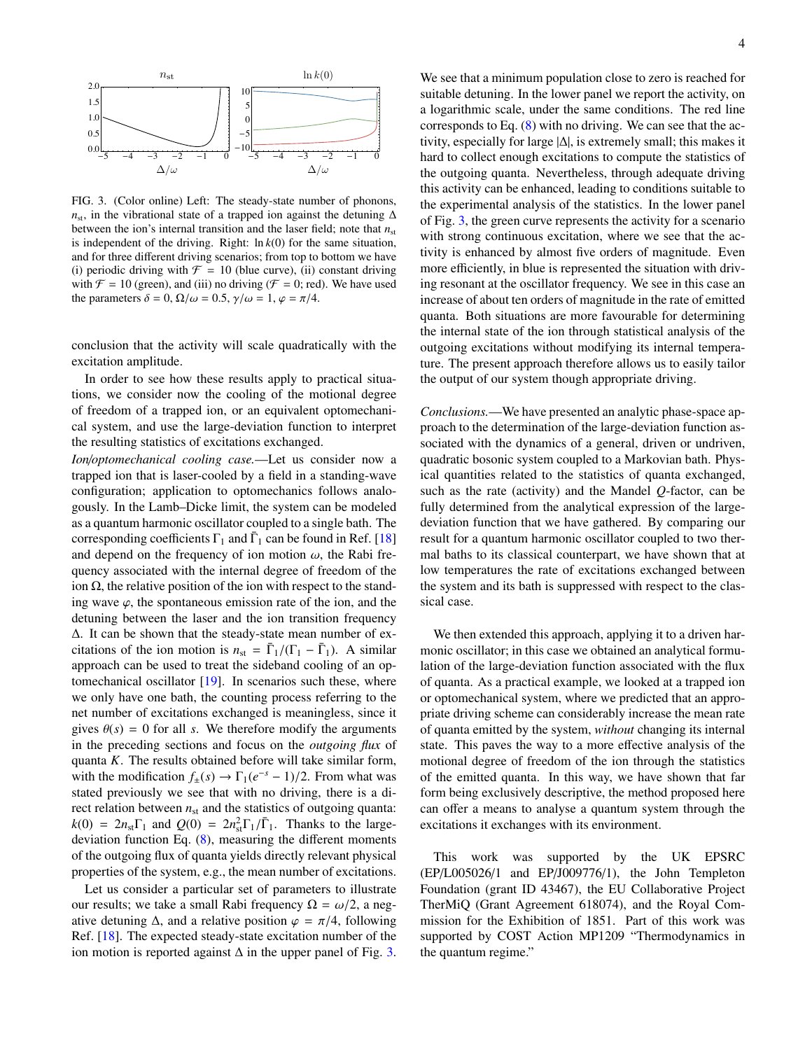FIG. 3. (Color online) Left: The steady-state number of phonons, $n_{\rm st}$, in the vibrational state of a trapped ion against the detuning $\Delta$ between the ion's internal transition and the laser field; note that $n_{\rm st}$ is independent of the driving. Right: $\ln k(0)$ for the same situation, and for three different driving scenarios; from top to bottom we have (i) periodic driving with $\mathcal{F} = 10$ (blue curve), (ii) constant driving with $\mathcal{F} = 10$ (green), and (iii) no driving ($\mathcal{F} = 0$; red). We have used the parameters $\delta = 0$, $\Omega/\omega = 0.5$, $\gamma/\omega = 1$, $\varphi = \pi/4$.

conclusion that the activity will scale quadratically with the excitation amplitude.

In order to see how these results apply to practical situations, we consider now the cooling of the motional degree of freedom of a trapped ion, or an equivalent optomechanical system, and use the large-deviation function to interpret the resulting statistics of excitations exchanged.

*Ion/optomechanical cooling case.*—Let us consider now a trapped ion that is laser-cooled by a field in a standing-wave configuration; application to optomechanics follows analogously. In the Lamb–Dicke limit, the system can be modeled as a quantum harmonic oscillator coupled to a single bath. The corresponding coefficients $\Gamma_1$ and $\bar{\Gamma}_1$ can be found in Ref. [18] and depend on the frequency of ion motion $\omega$, the Rabi frequency associated with the internal degree of freedom of the ion $\Omega$, the relative position of the ion with respect to the standing wave $\varphi$, the spontaneous emission rate of the ion, and the detuning between the laser and the ion transition frequency $\Delta$. It can be shown that the steady-state mean number of excitations of the ion motion is $n_{\rm st} = \bar{\Gamma}_1/(\Gamma_1 - \bar{\Gamma}_1)$. A similar approach can be used to treat the sideband cooling of an optomechanical oscillator [19]. In scenarios such these, where we only have one bath, the counting process referring to the net number of excitations exchanged is meaningless, since it gives $\theta(s) = 0$ for all $s$. We therefore modify the arguments in the preceding sections and focus on the *outgoing flux* of quanta $K$. The results obtained before will take similar form, with the modification $f_\pm(s) \to \Gamma_1(e^{-s} - 1)/2$. From what was stated previously we see that with no driving, there is a direct relation between $n_{\rm st}$ and the statistics of outgoing quanta: $k(0) = 2n_{\rm st}\Gamma_1$ and $Q(0) = 2n_{\rm st}^2\Gamma_1/\bar{\Gamma}_1$. Thanks to the large-deviation function Eq. (8), measuring the different moments of the outgoing flux of quanta yields directly relevant physical properties of the system, e.g., the mean number of excitations.

Let us consider a particular set of parameters to illustrate our results; we take a small Rabi frequency $\Omega = \omega/2$, a negative detuning $\Delta$, and a relative position $\varphi = \pi/4$, following Ref. [18]. The expected steady-state excitation number of the ion motion is reported against $\Delta$ in the upper panel of Fig. 3. We see that a minimum population close to zero is reached for suitable detuning. In the lower panel we report the activity, on a logarithmic scale, under the same conditions. The red line corresponds to Eq. (8) with no driving. We can see that the activity, especially for large $|\Delta|$, is extremely small; this makes it hard to collect enough excitations to compute the statistics of the outgoing quanta. Nevertheless, through adequate driving this activity can be enhanced, leading to conditions suitable to the experimental analysis of the statistics. In the lower panel of Fig. 3, the green curve represents the activity for a scenario with strong continuous excitation, where we see that the activity is enhanced by almost five orders of magnitude. Even more efficiently, in blue is represented the situation with driving resonant at the oscillator frequency. We see in this case an increase of about ten orders of magnitude in the rate of emitted quanta. Both situations are more favourable for determining the internal state of the ion through statistical analysis of the outgoing excitations without modifying its internal temperature. The present approach therefore allows us to easily tailor the output of our system though appropriate driving.

*Conclusions.*—We have presented an analytic phase-space approach to the determination of the large-deviation function associated with the dynamics of a general, driven or undriven, quadratic bosonic system coupled to a Markovian bath. Physical quantities related to the statistics of quanta exchanged, such as the rate (activity) and the Mandel $Q$-factor, can be fully determined from the analytical expression of the large-deviation function that we have gathered. By comparing our result for a quantum harmonic oscillator coupled to two thermal baths to its classical counterpart, we have shown that at low temperatures the rate of excitations exchanged between the system and its bath is suppressed with respect to the classical case.

We then extended this approach, applying it to a driven harmonic oscillator; in this case we obtained an analytical formulation of the large-deviation function associated with the flux of quanta. As a practical example, we looked at a trapped ion or optomechanical system, where we predicted that an appropriate driving scheme can considerably increase the mean rate of quanta emitted by the system, *without* changing its internal state. This paves the way to a more effective analysis of the motional degree of freedom of the ion through the statistics of the emitted quanta. In this way, we have shown that far form being exclusively descriptive, the method proposed here can offer a means to analyse a quantum system through the excitations it exchanges with its environment.

This work was supported by the UK EPSRC (EP/L005026/1 and EP/J009776/1), the John Templeton Foundation (grant ID 43467), the EU Collaborative Project TherMiQ (Grant Agreement 618074), and the Royal Commission for the Exhibition of 1851. Part of this work was supported by COST Action MP1209 "Thermodynamics in the quantum regime."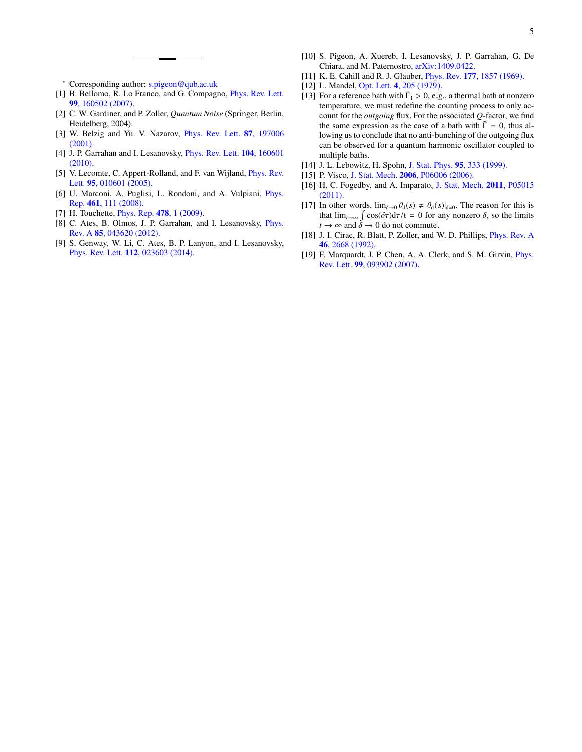---

* Corresponding author: s.pigeon@qub.ac.uk

[1] B. Bellomo, R. Lo Franco, and G. Compagno, Phys. Rev. Lett. **99**, 160502 (2007).

[2] C. W. Gardiner, and P. Zoller, *Quantum Noise* (Springer, Berlin, Heidelberg, 2004).

[3] W. Belzig and Yu. V. Nazarov, Phys. Rev. Lett. **87**, 197006 (2001).

[4] J. P. Garrahan and I. Lesanovsky, Phys. Rev. Lett. **104**, 160601 (2010).

[5] V. Lecomte, C. Appert-Rolland, and F. van Wijland, Phys. Rev. Lett. **95**, 010601 (2005).

[6] U. Marconi, A. Puglisi, L. Rondoni, and A. Vulpiani, Phys. Rep. **461**, 111 (2008).

[7] H. Touchette, Phys. Rep. **478**, 1 (2009).

[8] C. Ates, B. Olmos, J. P. Garrahan, and I. Lesanovsky, Phys. Rev. A **85**, 043620 (2012).

[9] S. Genway, W. Li, C. Ates, B. P. Lanyon, and I. Lesanovsky, Phys. Rev. Lett. **112**, 023603 (2014).

[10] S. Pigeon, A. Xuereb, I. Lesanovsky, J. P. Garrahan, G. De Chiara, and M. Paternostro, arXiv:1409.0422.

[11] K. E. Cahill and R. J. Glauber, Phys. Rev. **177**, 1857 (1969).

[12] L. Mandel, Opt. Lett. **4**, 205 (1979).

[13] For a reference bath with $\bar{\Gamma}_1 > 0$, e.g., a thermal bath at nonzero temperature, we must redefine the counting process to only account for the *outgoing* flux. For the associated $Q$-factor, we find the same expression as the case of a bath with $\bar{\Gamma} = 0$, thus allowing us to conclude that no anti-bunching of the outgoing flux can be observed for a quantum harmonic oscillator coupled to multiple baths.

[14] J. L. Lebowitz, H. Spohn, J. Stat. Phys. **95**, 333 (1999).

[15] P. Visco, J. Stat. Mech. **2006**, P06006 (2006).

[16] H. C. Fogedby, and A. Imparato, J. Stat. Mech. **2011**, P05015 (2011).

[17] In other words, $\lim_{\delta\to 0}\theta_{\rm d}(s) \neq \theta_{\rm d}(s)|_{\delta=0}$. The reason for this is that $\lim_{t\to\infty}\int\cos(\delta\tau)\mathrm{d}\tau/\mathrm{t} = 0$ for any nonzero $\delta$, so the limits $t\to\infty$ and $\delta\to 0$ do not commute.

[18] J. I. Cirac, R. Blatt, P. Zoller, and W. D. Phillips, Phys. Rev. A **46**, 2668 (1992).

[19] F. Marquardt, J. P. Chen, A. A. Clerk, and S. M. Girvin, Phys. Rev. Lett. **99**, 093902 (2007).